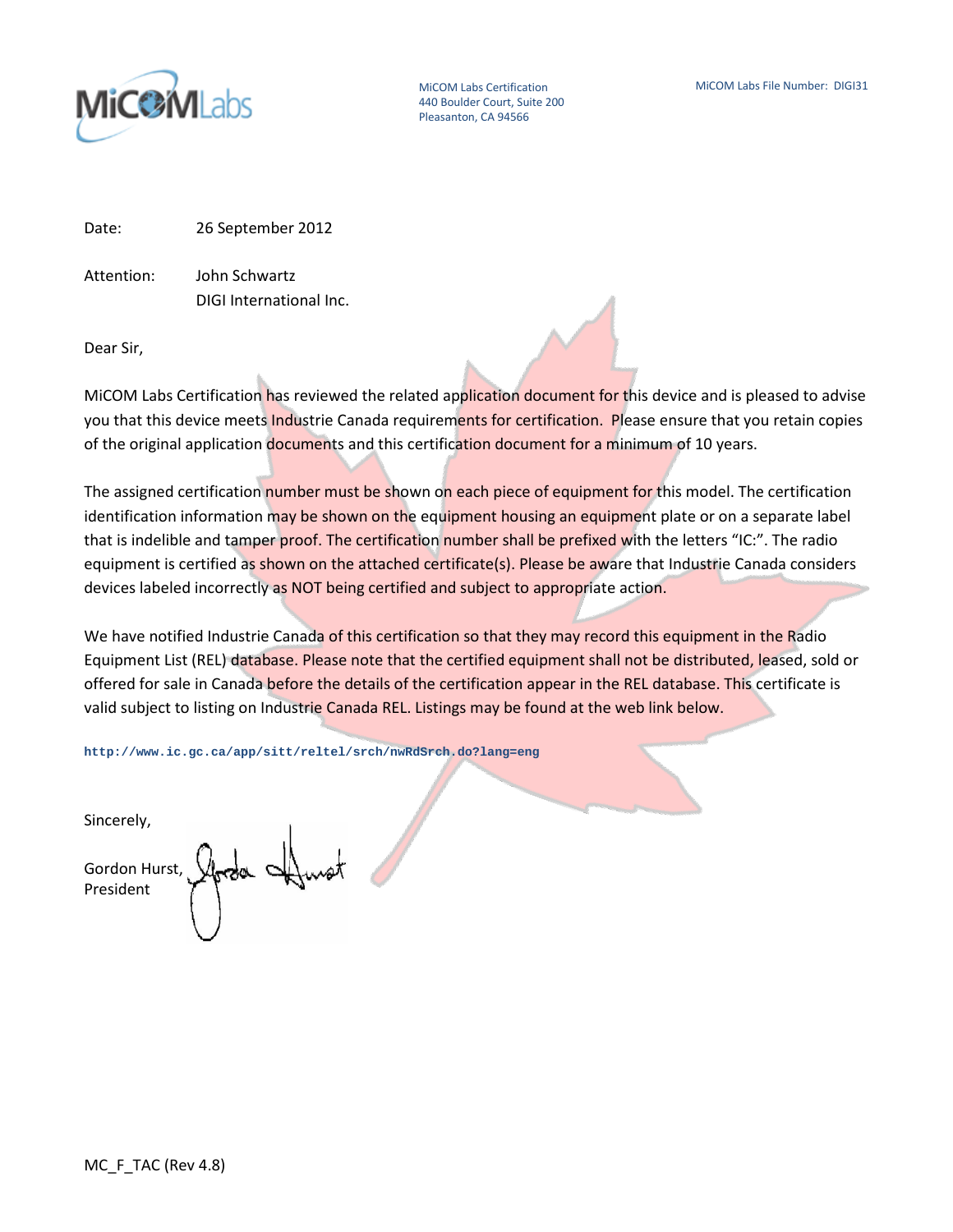MiCOM Labs Certification
440 Boulder Court, Suite 200
Pleasanton, CA 94566

MiCOM Labs File Number: DIGI31

Date: 26 September 2012

Attention: John Schwartz
DIGI International Inc.

Dear Sir,

MiCOM Labs Certification has reviewed the related application document for this device and is pleased to advise you that this device meets Industrie Canada requirements for certification. Please ensure that you retain copies of the original application documents and this certification document for a minimum of 10 years.

The assigned certification number must be shown on each piece of equipment for this model. The certification identification information may be shown on the equipment housing an equipment plate or on a separate label that is indelible and tamper proof. The certification number shall be prefixed with the letters "IC:". The radio equipment is certified as shown on the attached certificate(s). Please be aware that Industrie Canada considers devices labeled incorrectly as NOT being certified and subject to appropriate action.

We have notified Industrie Canada of this certification so that they may record this equipment in the Radio Equipment List (REL) database. Please note that the certified equipment shall not be distributed, leased, sold or offered for sale in Canada before the details of the certification appear in the REL database. This certificate is valid subject to listing on Industrie Canada REL. Listings may be found at the web link below.

http://www.ic.gc.ca/app/sitt/reltel/srch/nwRdSrch.do?lang=eng

Sincerely,

Gordon Hurst,
President

MC_F_TAC (Rev 4.8)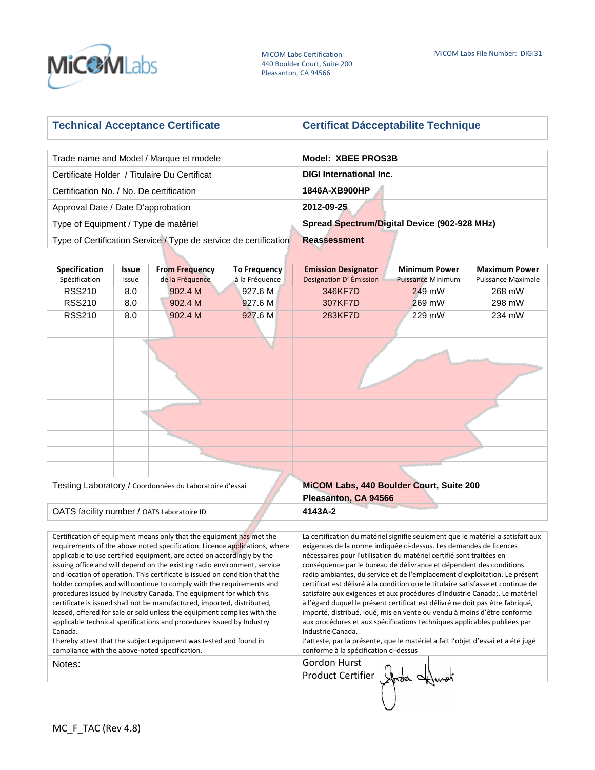MiCOM Labs Certification
440 Boulder Court, Suite 200
Pleasanton, CA 94566

MiCOM Labs File Number: DIGI31

| Technical Acceptance Certificate | Certificat Dàcceptabilite Technique |
|---|---|

| | |
|---|---|
| Trade name and Model / Marque et modele | **Model: XBEE PROS3B** |
| Certificate Holder / Titulaire Du Certificat | **DIGI International Inc.** |
| Certification No. / No. De certification | **1846A-XB900HP** |
| Approval Date / Date D'approbation | **2012-09-25** |
| Type of Equipment / Type de matèriel | **Spread Spectrum/Digital Device (902-928 MHz)** |
| Type of Certification Service / Type de service de certification | **Reassessment** |

| **Specification** Spécification | **Issue** Issue | **From Frequency** de la Fréquence | **To Frequency** à la Fréquence | **Emission Designator** Designation D' Ếmission | **Minimum Power** Puissance Minimum | **Maximum Power** Puissance Maximale |
|---|---|---|---|---|---|---|
| RSS210 | 8.0 | 902.4 M | 927.6 M | 346KF7D | 249 mW | 268 mW |
| RSS210 | 8.0 | 902.4 M | 927.6 M | 307KF7D | 269 mW | 298 mW |
| RSS210 | 8.0 | 902.4 M | 927.6 M | 283KF7D | 229 mW | 234 mW |

| | |
|---|---|
| Testing Laboratory / Coordonnèes du Laboratoire d'essai | **MiCOM Labs, 440 Boulder Court, Suite 200 Pleasanton, CA 94566** |
| OATS facility number / OATS Laboratoire ID | **4143A-2** |

Certification of equipment means only that the equipment has met the requirements of the above noted specification. Licence applications, where applicable to use certified equipment, are acted on accordingly by the issuing office and will depend on the existing radio environment, service and location of operation. This certificate is issued on condition that the holder complies and will continue to comply with the requirements and procedures issued by Industry Canada. The equipment for which this certificate is issued shall not be manufactured, imported, distributed, leased, offered for sale or sold unless the equipment complies with the applicable technical specifications and procedures issued by Industry Canada.
I hereby attest that the subject equipment was tested and found in compliance with the above-noted specification.

La certification du matériel signifie seulement que le matériel a satisfait aux exigences de la norme indiquée ci-dessus. Les demandes de licences nécessaires pour l'utilisation du matériel certifié sont traitées en conséquence par le bureau de délivrance et dépendent des conditions radio ambiantes, du service et de l'emplacement d'exploitation. Le présent certificat est délivré à la condition que le titulaire satisfasse et continue de satisfaire aux exigences et aux procédures d'Industrie Canada;. Le matériel à l'égard duquel le présent certificat est délivré ne doit pas être fabriqué, importé, distribué, loué, mis en vente ou vendu à moins d'être conforme aux procédures et aux spécifications techniques applicables publiées par Industrie Canada.
J'atteste, par la présente, que le matériel a fait l'objet d'essai et a été jugé conforme à la spécification ci-dessus

Notes:

Gordon Hurst
Product Certifier

MC_F_TAC (Rev 4.8)